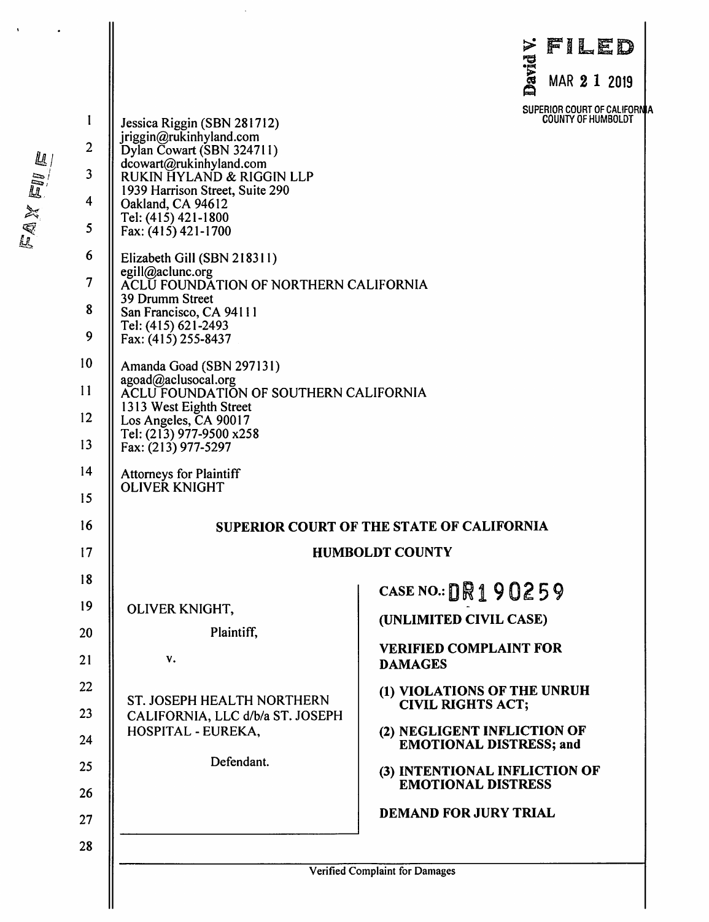FILED
MAR 21 2019
SUPERIOR COURT OF CALIFORNIA
COUNTY OF HUMBOLDT

Jessica Riggin (SBN 281712)
jriggin@rukinhyland.com
Dylan Cowart (SBN 324711)
dcowart@rukinhyland.com
RUKIN HYLAND & RIGGIN LLP
1939 Harrison Street, Suite 290
Oakland, CA 94612
Tel: (415) 421-1800
Fax: (415) 421-1700

Elizabeth Gill (SBN 218311)
egill@aclunc.org
ACLU FOUNDATION OF NORTHERN CALIFORNIA
39 Drumm Street
San Francisco, CA 94111
Tel: (415) 621-2493
Fax: (415) 255-8437

Amanda Goad (SBN 297131)
agoad@aclusocal.org
ACLU FOUNDATION OF SOUTHERN CALIFORNIA
1313 West Eighth Street
Los Angeles, CA 90017
Tel: (213) 977-9500 x258
Fax: (213) 977-5297

Attorneys for Plaintiff
OLIVER KNIGHT

**SUPERIOR COURT OF THE STATE OF CALIFORNIA**

**HUMBOLDT COUNTY**

OLIVER KNIGHT,

Plaintiff,

v.

ST. JOSEPH HEALTH NORTHERN CALIFORNIA, LLC d/b/a ST. JOSEPH HOSPITAL - EUREKA,

Defendant.

**CASE NO.:** DR190259

**(UNLIMITED CIVIL CASE)**

**VERIFIED COMPLAINT FOR DAMAGES**

**(1) VIOLATIONS OF THE UNRUH CIVIL RIGHTS ACT;**

**(2) NEGLIGENT INFLICTION OF EMOTIONAL DISTRESS; and**

**(3) INTENTIONAL INFLICTION OF EMOTIONAL DISTRESS**

**DEMAND FOR JURY TRIAL**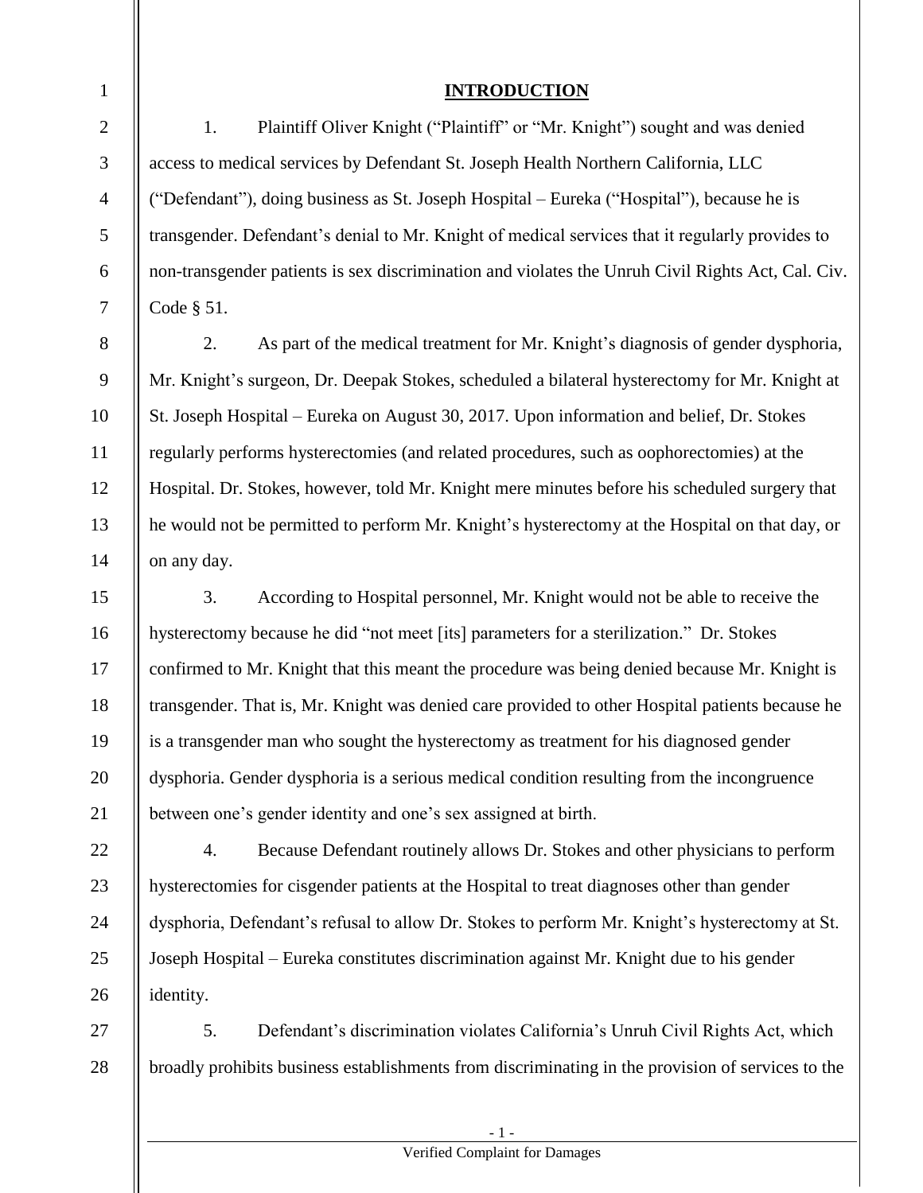## INTRODUCTION

1. Plaintiff Oliver Knight ("Plaintiff" or "Mr. Knight") sought and was denied access to medical services by Defendant St. Joseph Health Northern California, LLC ("Defendant"), doing business as St. Joseph Hospital – Eureka ("Hospital"), because he is transgender. Defendant's denial to Mr. Knight of medical services that it regularly provides to non-transgender patients is sex discrimination and violates the Unruh Civil Rights Act, Cal. Civ. Code § 51.

2. As part of the medical treatment for Mr. Knight's diagnosis of gender dysphoria, Mr. Knight's surgeon, Dr. Deepak Stokes, scheduled a bilateral hysterectomy for Mr. Knight at St. Joseph Hospital – Eureka on August 30, 2017. Upon information and belief, Dr. Stokes regularly performs hysterectomies (and related procedures, such as oophorectomies) at the Hospital. Dr. Stokes, however, told Mr. Knight mere minutes before his scheduled surgery that he would not be permitted to perform Mr. Knight's hysterectomy at the Hospital on that day, or on any day.

3. According to Hospital personnel, Mr. Knight would not be able to receive the hysterectomy because he did "not meet [its] parameters for a sterilization." Dr. Stokes confirmed to Mr. Knight that this meant the procedure was being denied because Mr. Knight is transgender. That is, Mr. Knight was denied care provided to other Hospital patients because he is a transgender man who sought the hysterectomy as treatment for his diagnosed gender dysphoria. Gender dysphoria is a serious medical condition resulting from the incongruence between one's gender identity and one's sex assigned at birth.

4. Because Defendant routinely allows Dr. Stokes and other physicians to perform hysterectomies for cisgender patients at the Hospital to treat diagnoses other than gender dysphoria, Defendant's refusal to allow Dr. Stokes to perform Mr. Knight's hysterectomy at St. Joseph Hospital – Eureka constitutes discrimination against Mr. Knight due to his gender identity.

5. Defendant's discrimination violates California's Unruh Civil Rights Act, which broadly prohibits business establishments from discriminating in the provision of services to the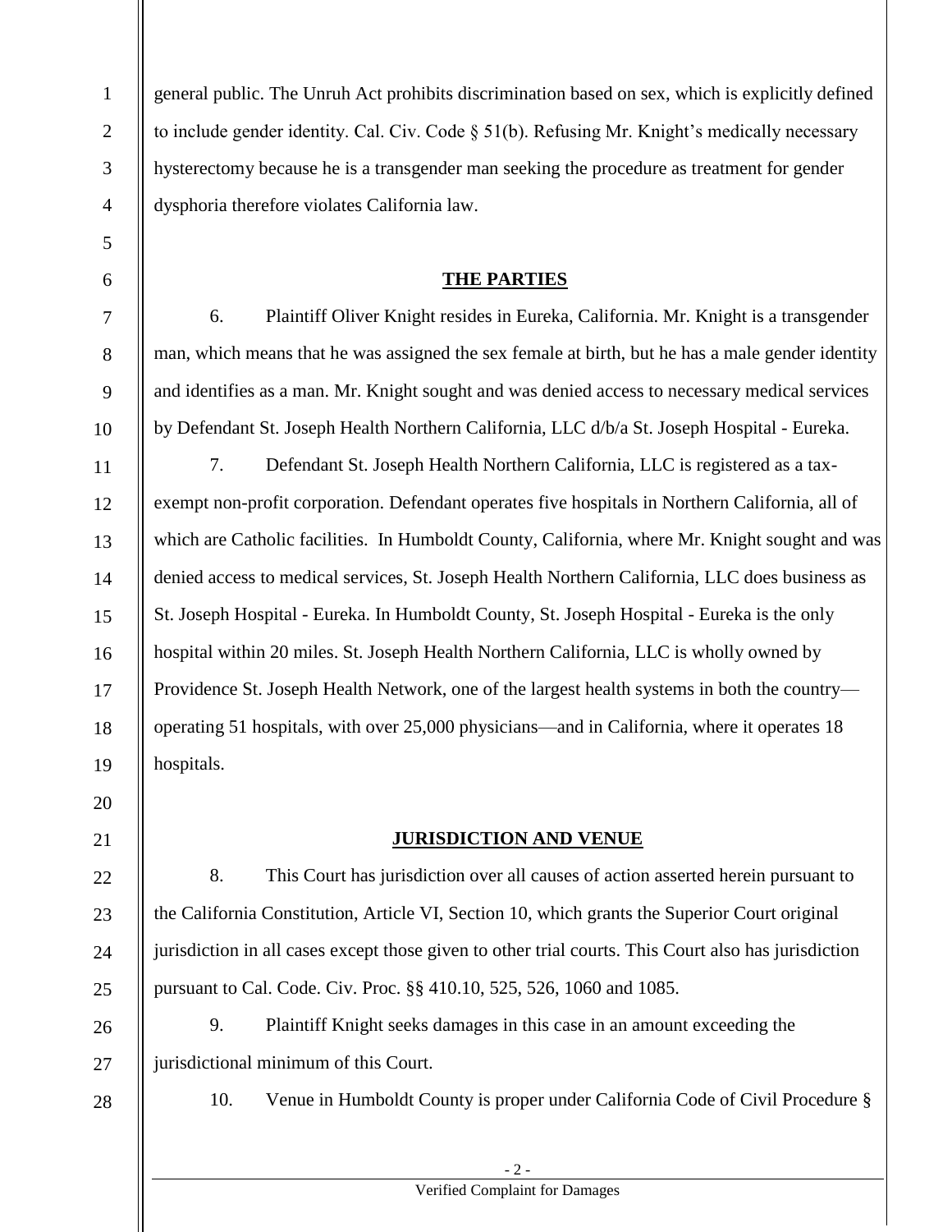general public. The Unruh Act prohibits discrimination based on sex, which is explicitly defined to include gender identity. Cal. Civ. Code § 51(b). Refusing Mr. Knight's medically necessary hysterectomy because he is a transgender man seeking the procedure as treatment for gender dysphoria therefore violates California law.

## **THE PARTIES**

6. Plaintiff Oliver Knight resides in Eureka, California. Mr. Knight is a transgender man, which means that he was assigned the sex female at birth, but he has a male gender identity and identifies as a man. Mr. Knight sought and was denied access to necessary medical services by Defendant St. Joseph Health Northern California, LLC d/b/a St. Joseph Hospital - Eureka.

7. Defendant St. Joseph Health Northern California, LLC is registered as a tax-exempt non-profit corporation. Defendant operates five hospitals in Northern California, all of which are Catholic facilities. In Humboldt County, California, where Mr. Knight sought and was denied access to medical services, St. Joseph Health Northern California, LLC does business as St. Joseph Hospital - Eureka. In Humboldt County, St. Joseph Hospital - Eureka is the only hospital within 20 miles. St. Joseph Health Northern California, LLC is wholly owned by Providence St. Joseph Health Network, one of the largest health systems in both the country—operating 51 hospitals, with over 25,000 physicians—and in California, where it operates 18 hospitals.

## **JURISDICTION AND VENUE**

8. This Court has jurisdiction over all causes of action asserted herein pursuant to the California Constitution, Article VI, Section 10, which grants the Superior Court original jurisdiction in all cases except those given to other trial courts. This Court also has jurisdiction pursuant to Cal. Code. Civ. Proc. §§ 410.10, 525, 526, 1060 and 1085.

9. Plaintiff Knight seeks damages in this case in an amount exceeding the jurisdictional minimum of this Court.

10. Venue in Humboldt County is proper under California Code of Civil Procedure §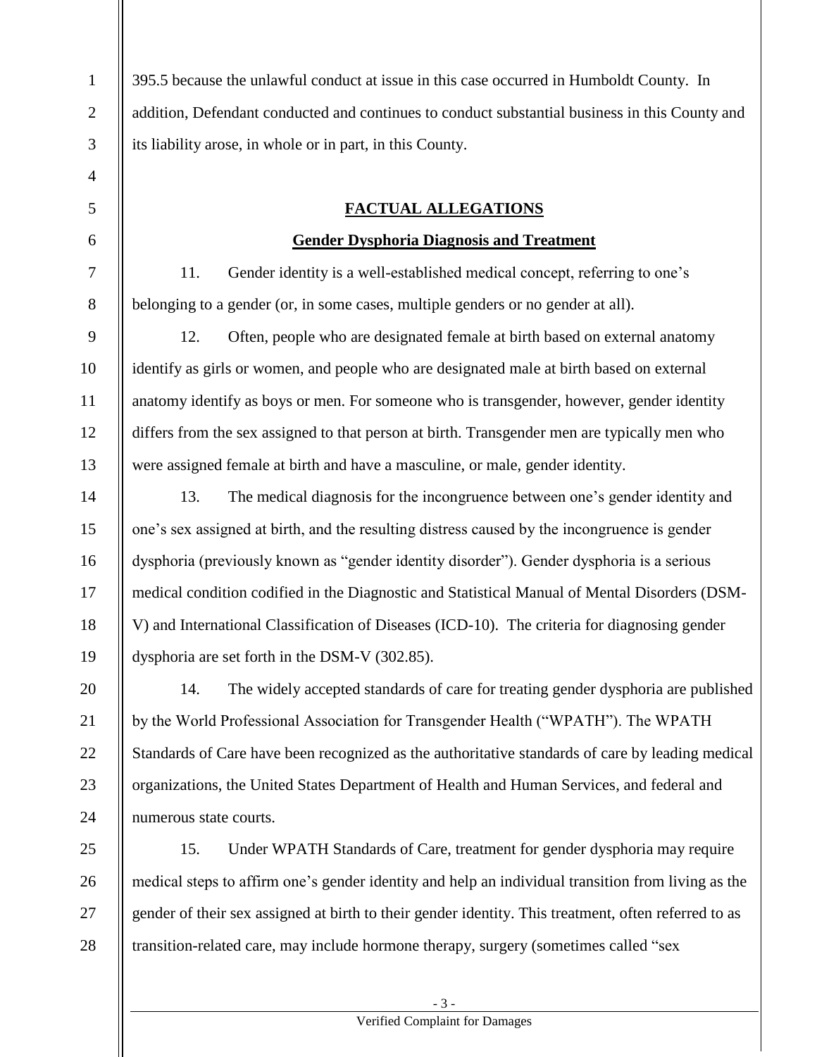395.5 because the unlawful conduct at issue in this case occurred in Humboldt County. In addition, Defendant conducted and continues to conduct substantial business in this County and its liability arose, in whole or in part, in this County.

## FACTUAL ALLEGATIONS

### Gender Dysphoria Diagnosis and Treatment

11. Gender identity is a well-established medical concept, referring to one's belonging to a gender (or, in some cases, multiple genders or no gender at all).

12. Often, people who are designated female at birth based on external anatomy identify as girls or women, and people who are designated male at birth based on external anatomy identify as boys or men. For someone who is transgender, however, gender identity differs from the sex assigned to that person at birth. Transgender men are typically men who were assigned female at birth and have a masculine, or male, gender identity.

13. The medical diagnosis for the incongruence between one's gender identity and one's sex assigned at birth, and the resulting distress caused by the incongruence is gender dysphoria (previously known as "gender identity disorder"). Gender dysphoria is a serious medical condition codified in the Diagnostic and Statistical Manual of Mental Disorders (DSM-V) and International Classification of Diseases (ICD-10). The criteria for diagnosing gender dysphoria are set forth in the DSM-V (302.85).

14. The widely accepted standards of care for treating gender dysphoria are published by the World Professional Association for Transgender Health ("WPATH"). The WPATH Standards of Care have been recognized as the authoritative standards of care by leading medical organizations, the United States Department of Health and Human Services, and federal and numerous state courts.

15. Under WPATH Standards of Care, treatment for gender dysphoria may require medical steps to affirm one's gender identity and help an individual transition from living as the gender of their sex assigned at birth to their gender identity. This treatment, often referred to as transition-related care, may include hormone therapy, surgery (sometimes called "sex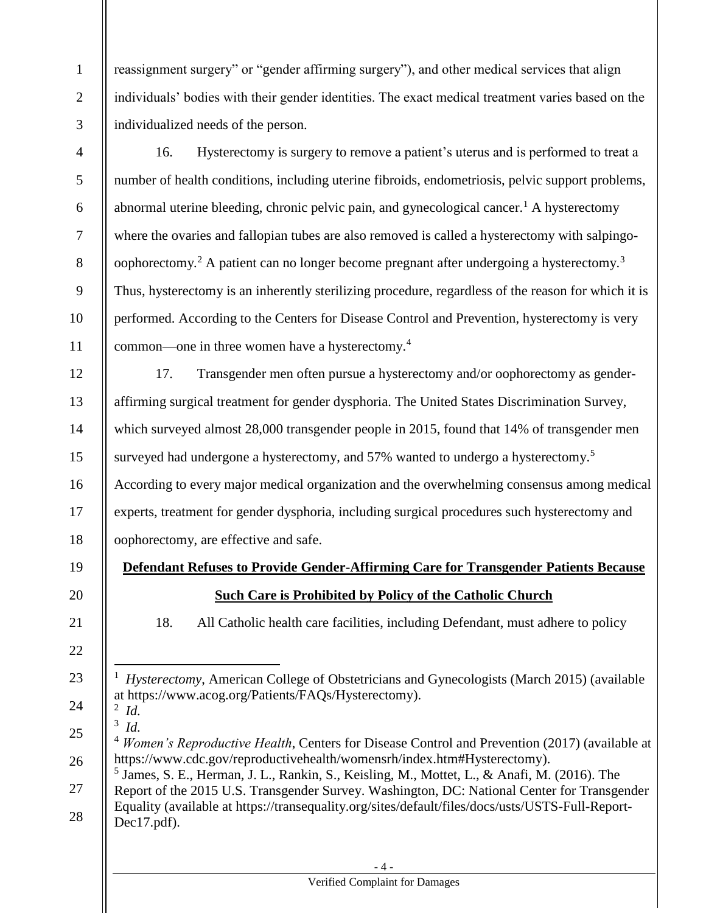reassignment surgery" or "gender affirming surgery"), and other medical services that align individuals' bodies with their gender identities. The exact medical treatment varies based on the individualized needs of the person.

16. Hysterectomy is surgery to remove a patient's uterus and is performed to treat a number of health conditions, including uterine fibroids, endometriosis, pelvic support problems, abnormal uterine bleeding, chronic pelvic pain, and gynecological cancer.[1] A hysterectomy where the ovaries and fallopian tubes are also removed is called a hysterectomy with salpingo-oophorectomy.[2] A patient can no longer become pregnant after undergoing a hysterectomy.[3] Thus, hysterectomy is an inherently sterilizing procedure, regardless of the reason for which it is performed. According to the Centers for Disease Control and Prevention, hysterectomy is very common—one in three women have a hysterectomy.[4]

17. Transgender men often pursue a hysterectomy and/or oophorectomy as gender-affirming surgical treatment for gender dysphoria. The United States Discrimination Survey, which surveyed almost 28,000 transgender people in 2015, found that 14% of transgender men surveyed had undergone a hysterectomy, and 57% wanted to undergo a hysterectomy.[5] According to every major medical organization and the overwhelming consensus among medical experts, treatment for gender dysphoria, including surgical procedures such hysterectomy and oophorectomy, are effective and safe.

**<u>Defendant Refuses to Provide Gender-Affirming Care for Transgender Patients Because Such Care is Prohibited by Policy of the Catholic Church</u>**

18. All Catholic health care facilities, including Defendant, must adhere to policy

---

[1] *Hysterectomy*, American College of Obstetricians and Gynecologists (March 2015) (available at https://www.acog.org/Patients/FAQs/Hysterectomy).

[2] *Id.*

[3] *Id.*

[4] *Women's Reproductive Health*, Centers for Disease Control and Prevention (2017) (available at https://www.cdc.gov/reproductivehealth/womensrh/index.htm#Hysterectomy).

[5] James, S. E., Herman, J. L., Rankin, S., Keisling, M., Mottet, L., & Anafi, M. (2016). The Report of the 2015 U.S. Transgender Survey. Washington, DC: National Center for Transgender Equality (available at https://transequality.org/sites/default/files/docs/usts/USTS-Full-Report-Dec17.pdf).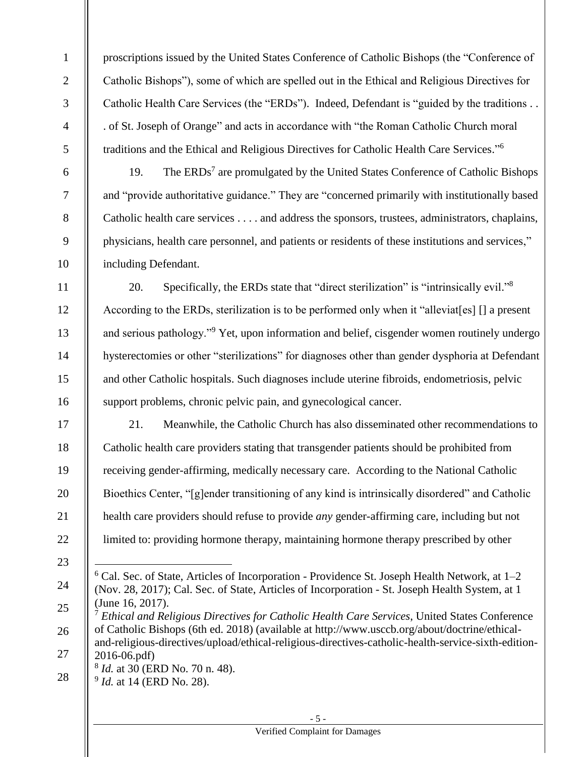proscriptions issued by the United States Conference of Catholic Bishops (the "Conference of Catholic Bishops"), some of which are spelled out in the Ethical and Religious Directives for Catholic Health Care Services (the "ERDs"). Indeed, Defendant is "guided by the traditions . . . of St. Joseph of Orange" and acts in accordance with "the Roman Catholic Church moral traditions and the Ethical and Religious Directives for Catholic Health Care Services."[6]

19. The ERDs[7] are promulgated by the United States Conference of Catholic Bishops and "provide authoritative guidance." They are "concerned primarily with institutionally based Catholic health care services . . . . and address the sponsors, trustees, administrators, chaplains, physicians, health care personnel, and patients or residents of these institutions and services," including Defendant.

20. Specifically, the ERDs state that "direct sterilization" is "intrinsically evil."[8] According to the ERDs, sterilization is to be performed only when it "alleviat[es] [] a present and serious pathology."[9] Yet, upon information and belief, cisgender women routinely undergo hysterectomies or other "sterilizations" for diagnoses other than gender dysphoria at Defendant and other Catholic hospitals. Such diagnoses include uterine fibroids, endometriosis, pelvic support problems, chronic pelvic pain, and gynecological cancer.

21. Meanwhile, the Catholic Church has also disseminated other recommendations to Catholic health care providers stating that transgender patients should be prohibited from receiving gender-affirming, medically necessary care. According to the National Catholic Bioethics Center, "[g]ender transitioning of any kind is intrinsically disordered" and Catholic health care providers should refuse to provide *any* gender-affirming care, including but not limited to: providing hormone therapy, maintaining hormone therapy prescribed by other

---

[6] Cal. Sec. of State, Articles of Incorporation - Providence St. Joseph Health Network, at 1–2 (Nov. 28, 2017); Cal. Sec. of State, Articles of Incorporation - St. Joseph Health System, at 1 (June 16, 2017).

[7] *Ethical and Religious Directives for Catholic Health Care Services*, United States Conference of Catholic Bishops (6th ed. 2018) (available at http://www.usccb.org/about/doctrine/ethical-and-religious-directives/upload/ethical-religious-directives-catholic-health-service-sixth-edition-2016-06.pdf)

[8] *Id.* at 30 (ERD No. 70 n. 48).

[9] *Id.* at 14 (ERD No. 28).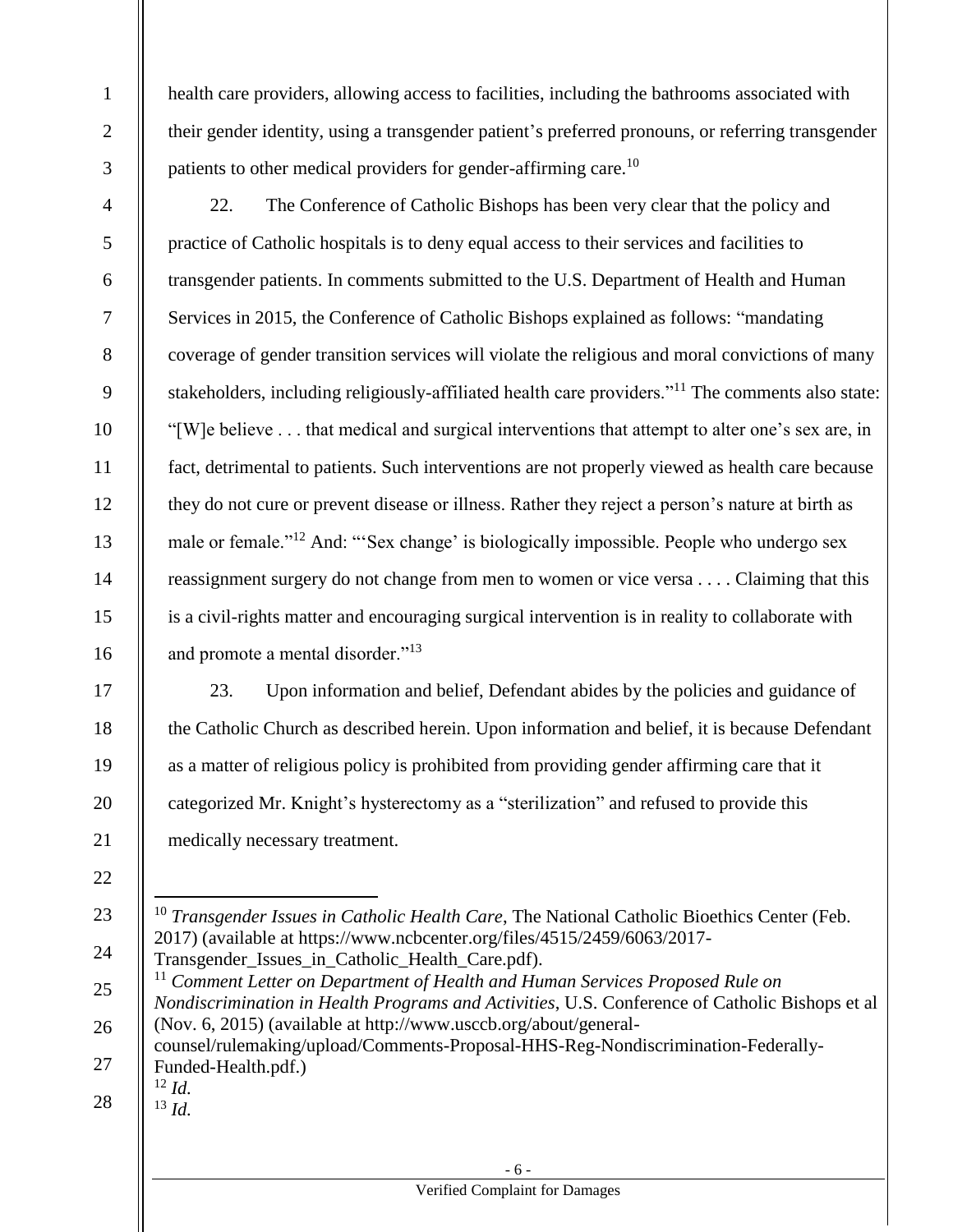health care providers, allowing access to facilities, including the bathrooms associated with their gender identity, using a transgender patient's preferred pronouns, or referring transgender patients to other medical providers for gender-affirming care.[10]

22. The Conference of Catholic Bishops has been very clear that the policy and practice of Catholic hospitals is to deny equal access to their services and facilities to transgender patients. In comments submitted to the U.S. Department of Health and Human Services in 2015, the Conference of Catholic Bishops explained as follows: "mandating coverage of gender transition services will violate the religious and moral convictions of many stakeholders, including religiously-affiliated health care providers."[11] The comments also state: "[W]e believe . . . that medical and surgical interventions that attempt to alter one's sex are, in fact, detrimental to patients. Such interventions are not properly viewed as health care because they do not cure or prevent disease or illness. Rather they reject a person's nature at birth as male or female."[12] And: "'Sex change' is biologically impossible. People who undergo sex reassignment surgery do not change from men to women or vice versa . . . . Claiming that this is a civil-rights matter and encouraging surgical intervention is in reality to collaborate with and promote a mental disorder."[13]

23. Upon information and belief, Defendant abides by the policies and guidance of the Catholic Church as described herein. Upon information and belief, it is because Defendant as a matter of religious policy is prohibited from providing gender affirming care that it categorized Mr. Knight's hysterectomy as a "sterilization" and refused to provide this medically necessary treatment.

---

[10] *Transgender Issues in Catholic Health Care*, The National Catholic Bioethics Center (Feb. 2017) (available at https://www.ncbcenter.org/files/4515/2459/6063/2017-Transgender_Issues_in_Catholic_Health_Care.pdf).

[11] *Comment Letter on Department of Health and Human Services Proposed Rule on Nondiscrimination in Health Programs and Activities*, U.S. Conference of Catholic Bishops et al (Nov. 6, 2015) (available at http://www.usccb.org/about/general-counsel/rulemaking/upload/Comments-Proposal-HHS-Reg-Nondiscrimination-Federally-Funded-Health.pdf.)

[12] *Id.*

[13] *Id.*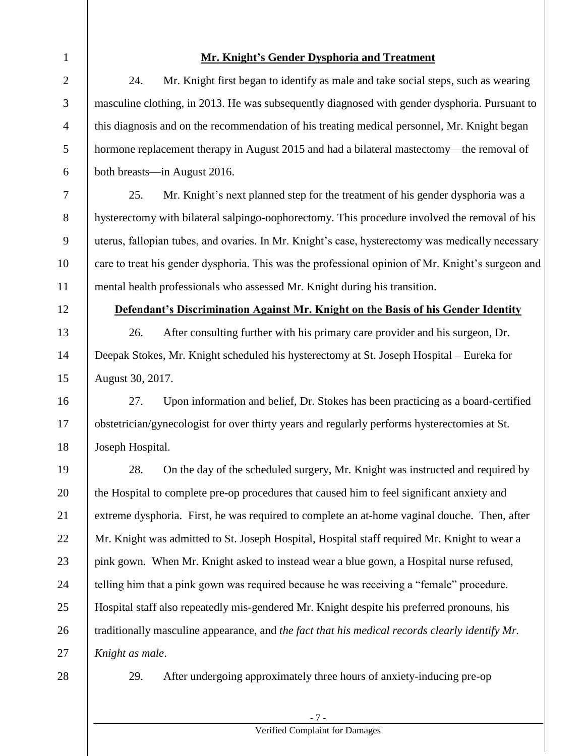**Mr. Knight's Gender Dysphoria and Treatment**

24. Mr. Knight first began to identify as male and take social steps, such as wearing masculine clothing, in 2013. He was subsequently diagnosed with gender dysphoria. Pursuant to this diagnosis and on the recommendation of his treating medical personnel, Mr. Knight began hormone replacement therapy in August 2015 and had a bilateral mastectomy—the removal of both breasts—in August 2016.

25. Mr. Knight's next planned step for the treatment of his gender dysphoria was a hysterectomy with bilateral salpingo-oophorectomy. This procedure involved the removal of his uterus, fallopian tubes, and ovaries. In Mr. Knight's case, hysterectomy was medically necessary care to treat his gender dysphoria. This was the professional opinion of Mr. Knight's surgeon and mental health professionals who assessed Mr. Knight during his transition.

**Defendant's Discrimination Against Mr. Knight on the Basis of his Gender Identity**

26. After consulting further with his primary care provider and his surgeon, Dr. Deepak Stokes, Mr. Knight scheduled his hysterectomy at St. Joseph Hospital – Eureka for August 30, 2017.

27. Upon information and belief, Dr. Stokes has been practicing as a board-certified obstetrician/gynecologist for over thirty years and regularly performs hysterectomies at St. Joseph Hospital.

28. On the day of the scheduled surgery, Mr. Knight was instructed and required by the Hospital to complete pre-op procedures that caused him to feel significant anxiety and extreme dysphoria. First, he was required to complete an at-home vaginal douche. Then, after Mr. Knight was admitted to St. Joseph Hospital, Hospital staff required Mr. Knight to wear a pink gown. When Mr. Knight asked to instead wear a blue gown, a Hospital nurse refused, telling him that a pink gown was required because he was receiving a "female" procedure. Hospital staff also repeatedly mis-gendered Mr. Knight despite his preferred pronouns, his traditionally masculine appearance, and *the fact that his medical records clearly identify Mr. Knight as male*.

29. After undergoing approximately three hours of anxiety-inducing pre-op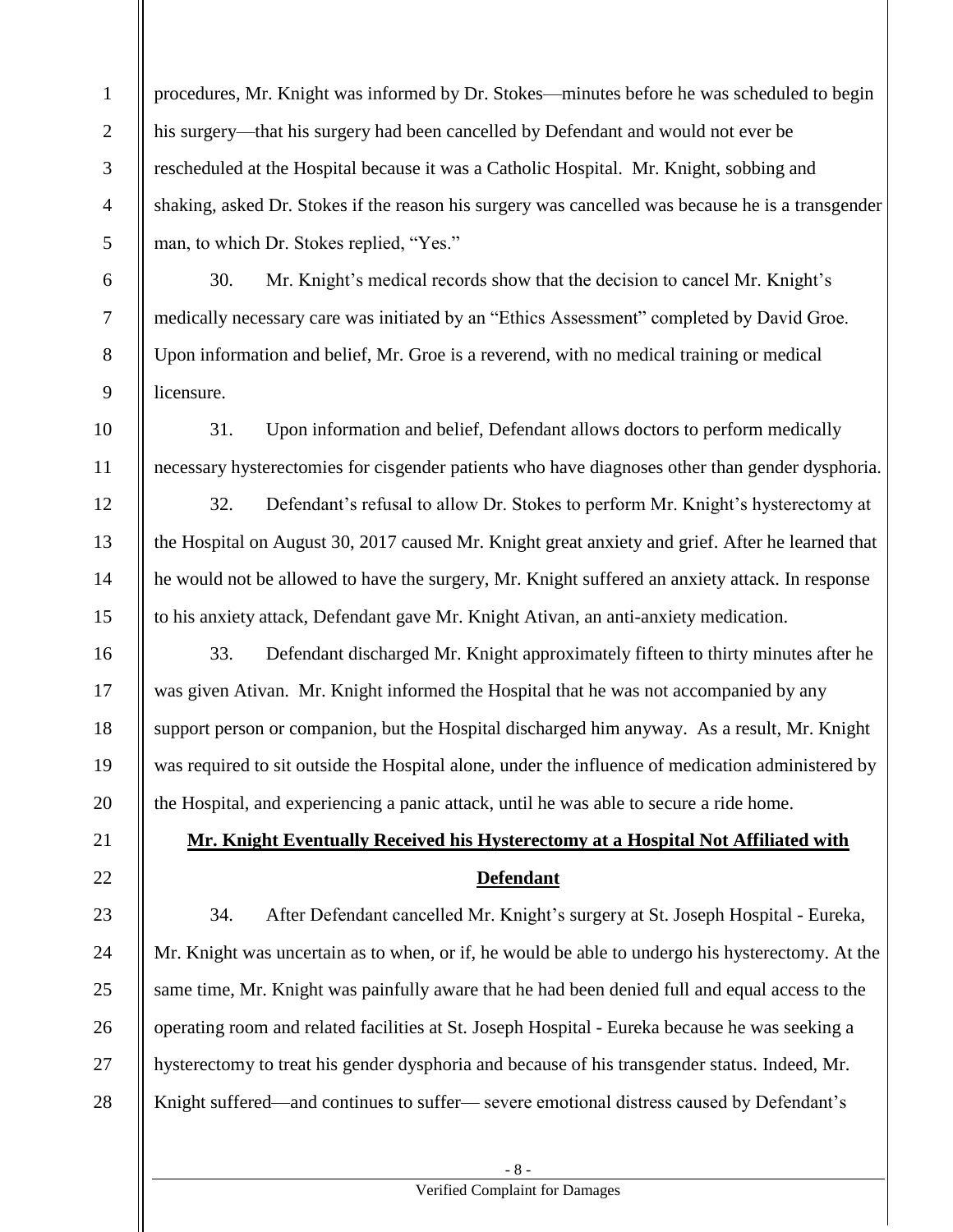procedures, Mr. Knight was informed by Dr. Stokes—minutes before he was scheduled to begin his surgery—that his surgery had been cancelled by Defendant and would not ever be rescheduled at the Hospital because it was a Catholic Hospital. Mr. Knight, sobbing and shaking, asked Dr. Stokes if the reason his surgery was cancelled was because he is a transgender man, to which Dr. Stokes replied, "Yes."

30. Mr. Knight's medical records show that the decision to cancel Mr. Knight's medically necessary care was initiated by an "Ethics Assessment" completed by David Groe. Upon information and belief, Mr. Groe is a reverend, with no medical training or medical licensure.

31. Upon information and belief, Defendant allows doctors to perform medically necessary hysterectomies for cisgender patients who have diagnoses other than gender dysphoria.

32. Defendant's refusal to allow Dr. Stokes to perform Mr. Knight's hysterectomy at the Hospital on August 30, 2017 caused Mr. Knight great anxiety and grief. After he learned that he would not be allowed to have the surgery, Mr. Knight suffered an anxiety attack. In response to his anxiety attack, Defendant gave Mr. Knight Ativan, an anti-anxiety medication.

33. Defendant discharged Mr. Knight approximately fifteen to thirty minutes after he was given Ativan. Mr. Knight informed the Hospital that he was not accompanied by any support person or companion, but the Hospital discharged him anyway. As a result, Mr. Knight was required to sit outside the Hospital alone, under the influence of medication administered by the Hospital, and experiencing a panic attack, until he was able to secure a ride home.

**Mr. Knight Eventually Received his Hysterectomy at a Hospital Not Affiliated with Defendant**

34. After Defendant cancelled Mr. Knight's surgery at St. Joseph Hospital - Eureka, Mr. Knight was uncertain as to when, or if, he would be able to undergo his hysterectomy. At the same time, Mr. Knight was painfully aware that he had been denied full and equal access to the operating room and related facilities at St. Joseph Hospital - Eureka because he was seeking a hysterectomy to treat his gender dysphoria and because of his transgender status. Indeed, Mr. Knight suffered—and continues to suffer— severe emotional distress caused by Defendant's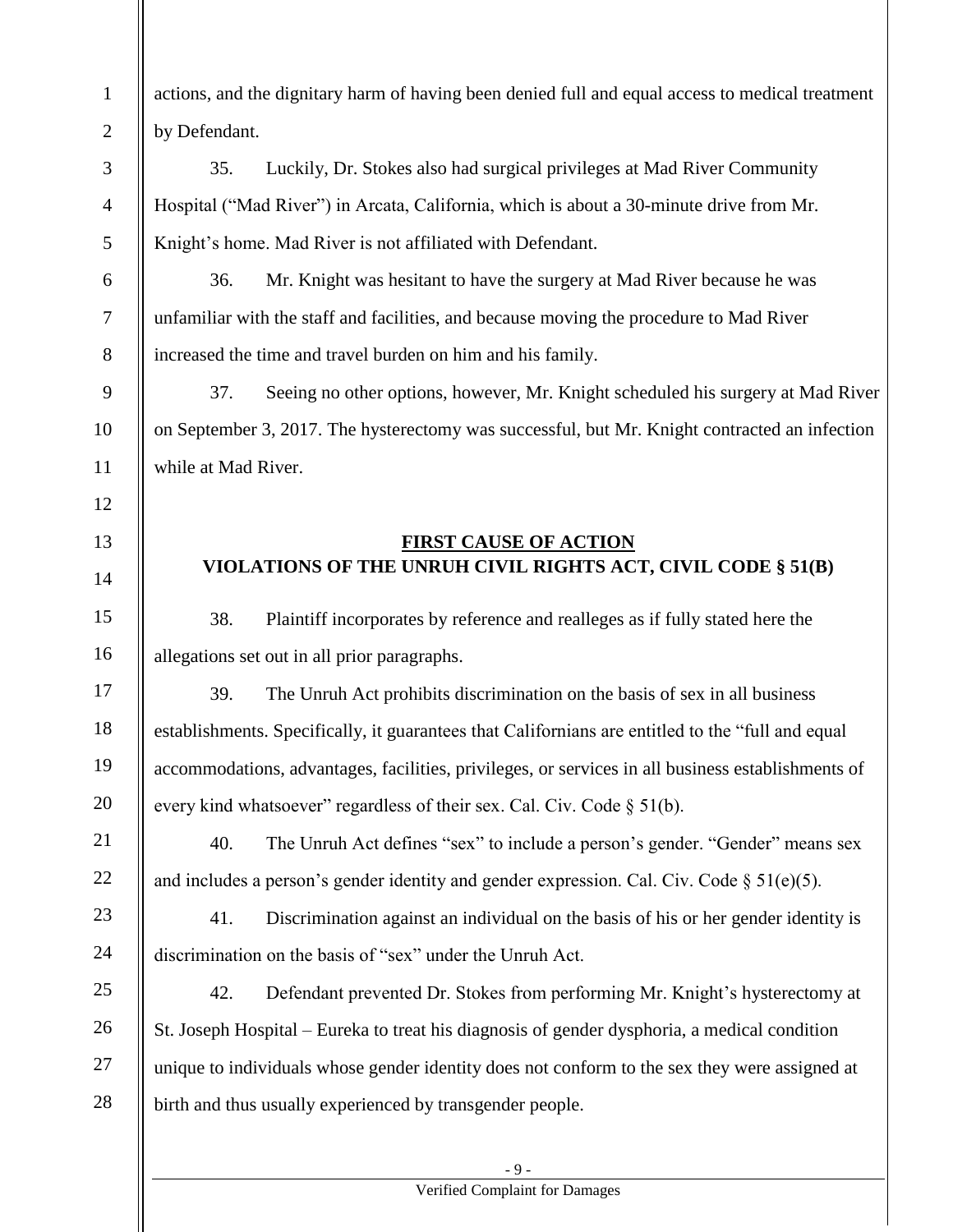actions, and the dignitary harm of having been denied full and equal access to medical treatment by Defendant.

35. Luckily, Dr. Stokes also had surgical privileges at Mad River Community Hospital ("Mad River") in Arcata, California, which is about a 30-minute drive from Mr. Knight's home. Mad River is not affiliated with Defendant.

36. Mr. Knight was hesitant to have the surgery at Mad River because he was unfamiliar with the staff and facilities, and because moving the procedure to Mad River increased the time and travel burden on him and his family.

37. Seeing no other options, however, Mr. Knight scheduled his surgery at Mad River on September 3, 2017. The hysterectomy was successful, but Mr. Knight contracted an infection while at Mad River.

## FIRST CAUSE OF ACTION
## VIOLATIONS OF THE UNRUH CIVIL RIGHTS ACT, CIVIL CODE § 51(B)

38. Plaintiff incorporates by reference and realleges as if fully stated here the allegations set out in all prior paragraphs.

39. The Unruh Act prohibits discrimination on the basis of sex in all business establishments. Specifically, it guarantees that Californians are entitled to the "full and equal accommodations, advantages, facilities, privileges, or services in all business establishments of every kind whatsoever" regardless of their sex. Cal. Civ. Code § 51(b).

40. The Unruh Act defines "sex" to include a person's gender. "Gender" means sex and includes a person's gender identity and gender expression. Cal. Civ. Code § 51(e)(5).

41. Discrimination against an individual on the basis of his or her gender identity is discrimination on the basis of "sex" under the Unruh Act.

42. Defendant prevented Dr. Stokes from performing Mr. Knight's hysterectomy at St. Joseph Hospital – Eureka to treat his diagnosis of gender dysphoria, a medical condition unique to individuals whose gender identity does not conform to the sex they were assigned at birth and thus usually experienced by transgender people.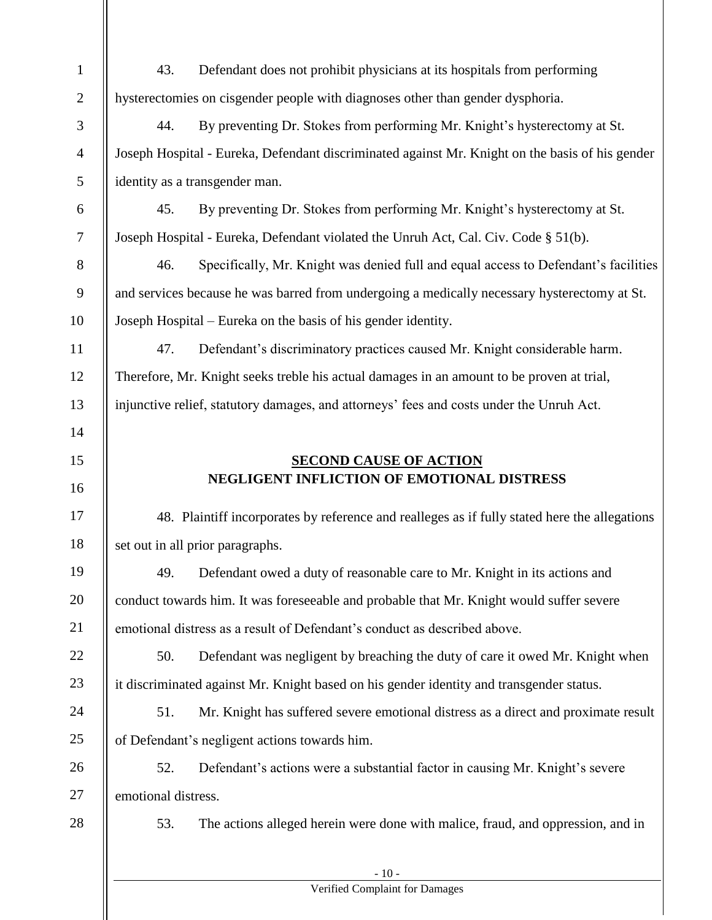43. Defendant does not prohibit physicians at its hospitals from performing hysterectomies on cisgender people with diagnoses other than gender dysphoria.

44. By preventing Dr. Stokes from performing Mr. Knight's hysterectomy at St. Joseph Hospital - Eureka, Defendant discriminated against Mr. Knight on the basis of his gender identity as a transgender man.

45. By preventing Dr. Stokes from performing Mr. Knight's hysterectomy at St. Joseph Hospital - Eureka, Defendant violated the Unruh Act, Cal. Civ. Code § 51(b).

46. Specifically, Mr. Knight was denied full and equal access to Defendant's facilities and services because he was barred from undergoing a medically necessary hysterectomy at St. Joseph Hospital – Eureka on the basis of his gender identity.

47. Defendant's discriminatory practices caused Mr. Knight considerable harm. Therefore, Mr. Knight seeks treble his actual damages in an amount to be proven at trial, injunctive relief, statutory damages, and attorneys' fees and costs under the Unruh Act.

## SECOND CAUSE OF ACTION
## NEGLIGENT INFLICTION OF EMOTIONAL DISTRESS

48. Plaintiff incorporates by reference and realleges as if fully stated here the allegations set out in all prior paragraphs.

49. Defendant owed a duty of reasonable care to Mr. Knight in its actions and conduct towards him. It was foreseeable and probable that Mr. Knight would suffer severe emotional distress as a result of Defendant's conduct as described above.

50. Defendant was negligent by breaching the duty of care it owed Mr. Knight when it discriminated against Mr. Knight based on his gender identity and transgender status.

51. Mr. Knight has suffered severe emotional distress as a direct and proximate result of Defendant's negligent actions towards him.

52. Defendant's actions were a substantial factor in causing Mr. Knight's severe emotional distress.

53. The actions alleged herein were done with malice, fraud, and oppression, and in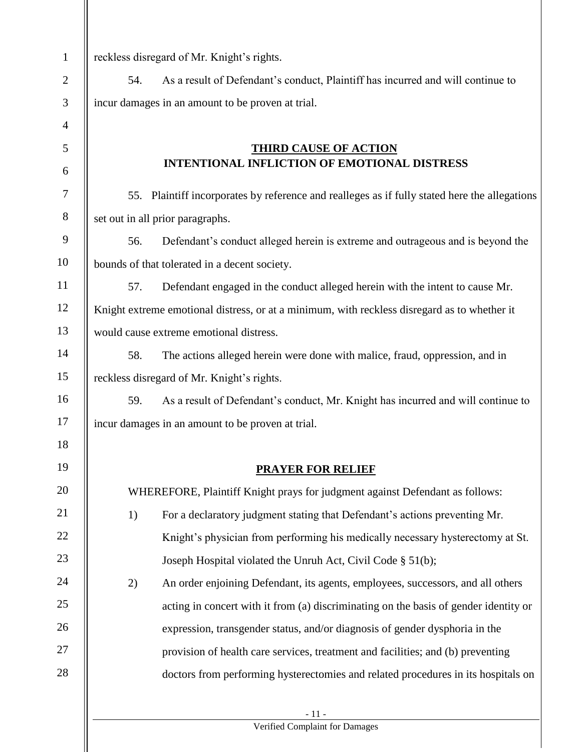reckless disregard of Mr. Knight's rights.

54. As a result of Defendant's conduct, Plaintiff has incurred and will continue to incur damages in an amount to be proven at trial.

## THIRD CAUSE OF ACTION
## INTENTIONAL INFLICTION OF EMOTIONAL DISTRESS

55. Plaintiff incorporates by reference and realleges as if fully stated here the allegations set out in all prior paragraphs.

56. Defendant's conduct alleged herein is extreme and outrageous and is beyond the bounds of that tolerated in a decent society.

57. Defendant engaged in the conduct alleged herein with the intent to cause Mr. Knight extreme emotional distress, or at a minimum, with reckless disregard as to whether it would cause extreme emotional distress.

58. The actions alleged herein were done with malice, fraud, oppression, and in reckless disregard of Mr. Knight's rights.

59. As a result of Defendant's conduct, Mr. Knight has incurred and will continue to incur damages in an amount to be proven at trial.

## PRAYER FOR RELIEF

WHEREFORE, Plaintiff Knight prays for judgment against Defendant as follows:

1) For a declaratory judgment stating that Defendant's actions preventing Mr. Knight's physician from performing his medically necessary hysterectomy at St. Joseph Hospital violated the Unruh Act, Civil Code § 51(b);

2) An order enjoining Defendant, its agents, employees, successors, and all others acting in concert with it from (a) discriminating on the basis of gender identity or expression, transgender status, and/or diagnosis of gender dysphoria in the provision of health care services, treatment and facilities; and (b) preventing doctors from performing hysterectomies and related procedures in its hospitals on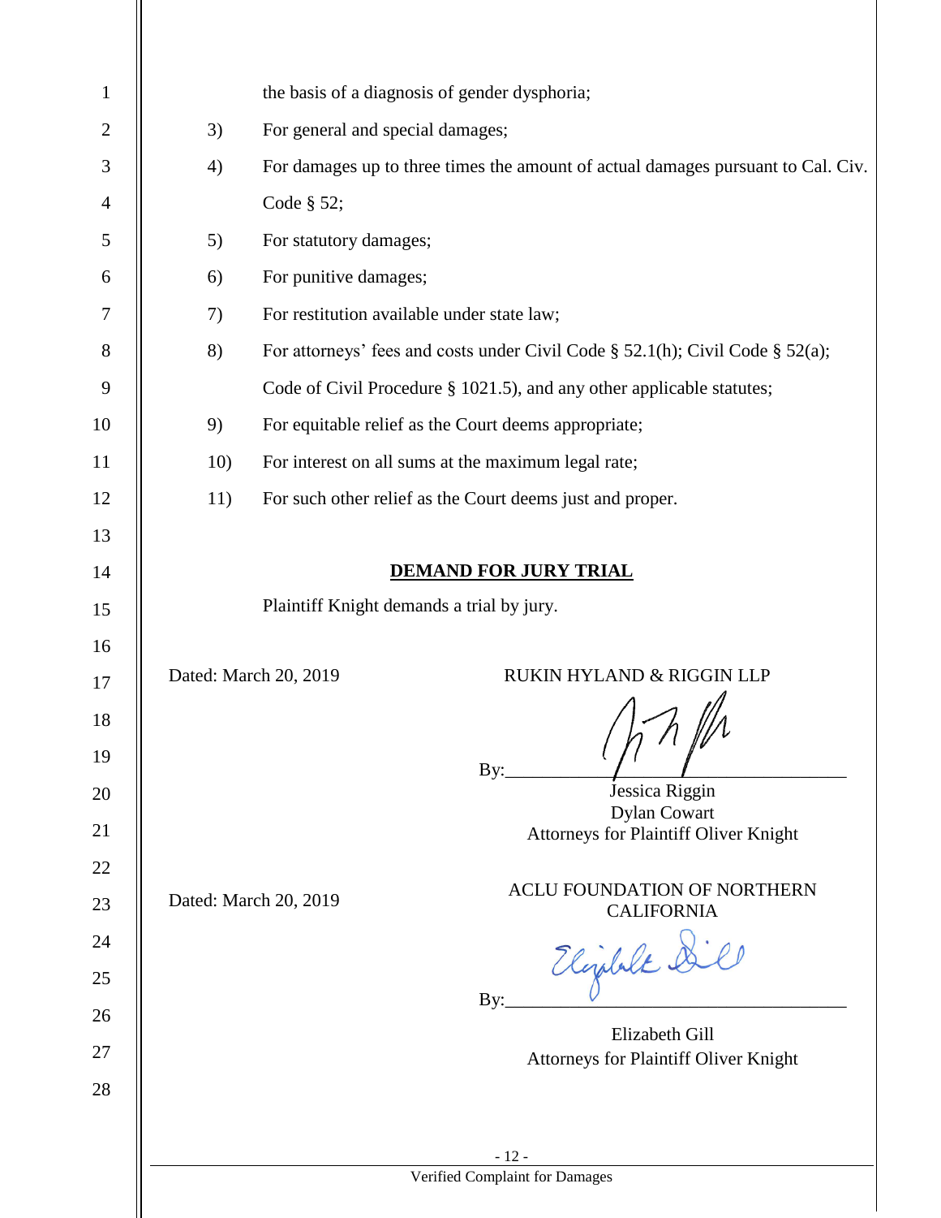the basis of a diagnosis of gender dysphoria;

3) For general and special damages;

4) For damages up to three times the amount of actual damages pursuant to Cal. Civ. Code § 52;

5) For statutory damages;

6) For punitive damages;

7) For restitution available under state law;

8) For attorneys' fees and costs under Civil Code § 52.1(h); Civil Code § 52(a); Code of Civil Procedure § 1021.5), and any other applicable statutes;

9) For equitable relief as the Court deems appropriate;

10) For interest on all sums at the maximum legal rate;

11) For such other relief as the Court deems just and proper.

**DEMAND FOR JURY TRIAL**

Plaintiff Knight demands a trial by jury.

Dated: March 20, 2019

RUKIN HYLAND & RIGGIN LLP

By:____________________

Jessica Riggin
Dylan Cowart
Attorneys for Plaintiff Oliver Knight

Dated: March 20, 2019

ACLU FOUNDATION OF NORTHERN CALIFORNIA

By:____________________

Elizabeth Gill
Attorneys for Plaintiff Oliver Knight

Verified Complaint for Damages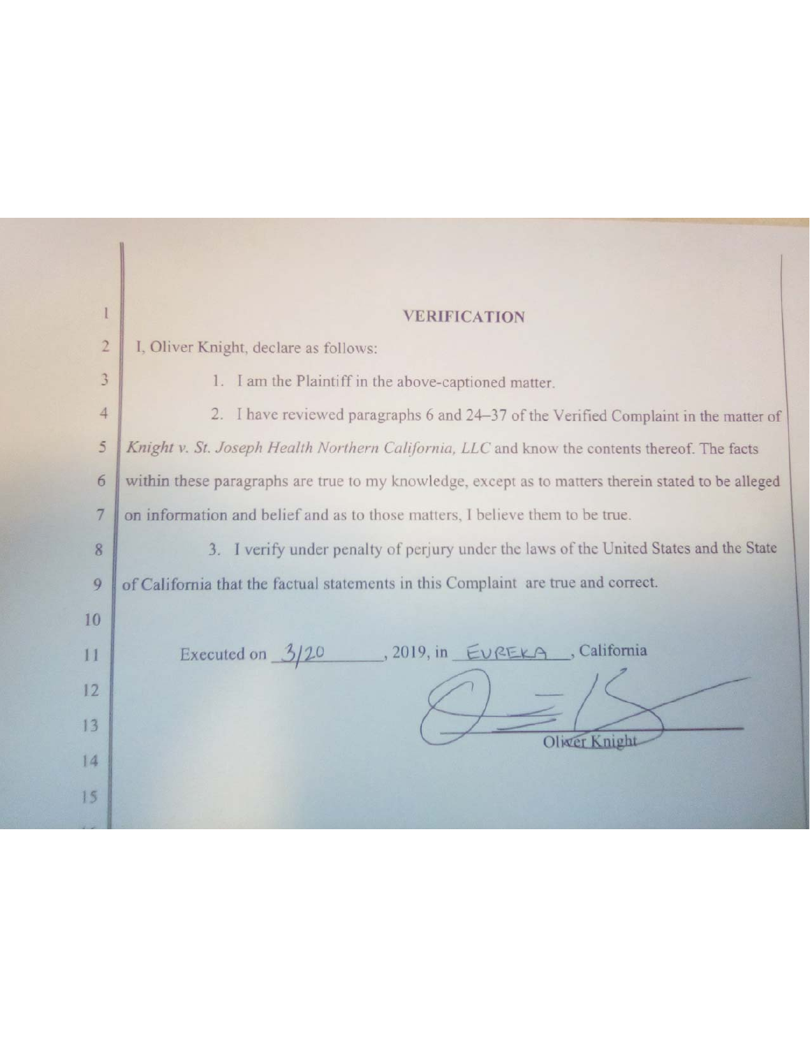**VERIFICATION**

I, Oliver Knight, declare as follows:

1. I am the Plaintiff in the above-captioned matter.

2. I have reviewed paragraphs 6 and 24–37 of the Verified Complaint in the matter of *Knight v. St. Joseph Health Northern California, LLC* and know the contents thereof. The facts within these paragraphs are true to my knowledge, except as to matters therein stated to be alleged on information and belief and as to those matters, I believe them to be true.

3. I verify under penalty of perjury under the laws of the United States and the State of California that the factual statements in this Complaint are true and correct.

Executed on 3/20, 2019, in EUREKA, California

Oliver Knight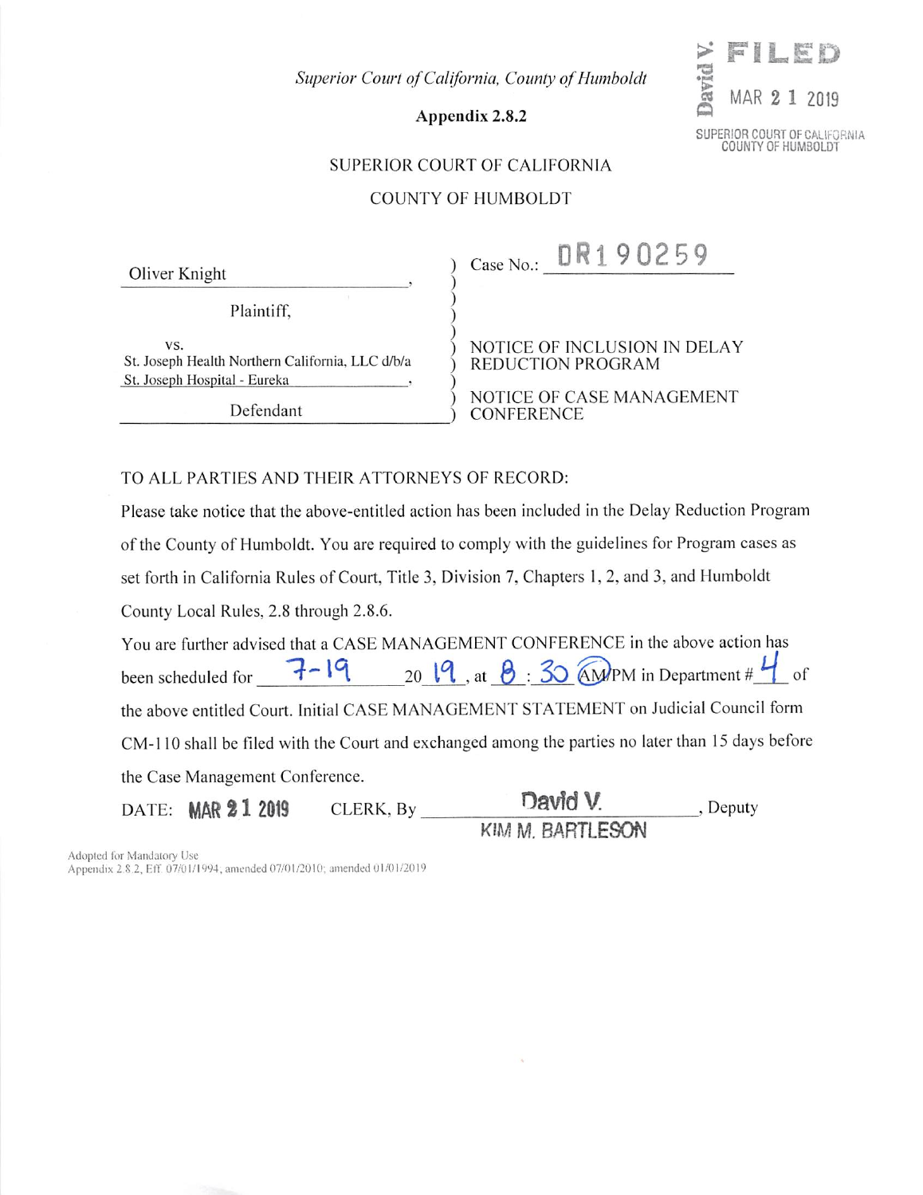*Superior Court of California, County of Humboldt*

**Appendix 2.8.2**

David V. FILED
MAR 21 2019
SUPERIOR COURT OF CALIFORNIA
COUNTY OF HUMBOLDT

SUPERIOR COURT OF CALIFORNIA

COUNTY OF HUMBOLDT

| | |
|---|---|
| Oliver Knight, | Case No.: DR190259 |
| Plaintiff, | |
| vs. | NOTICE OF INCLUSION IN DELAY REDUCTION PROGRAM |
| St. Joseph Health Northern California, LLC d/b/a St. Joseph Hospital - Eureka, | NOTICE OF CASE MANAGEMENT CONFERENCE |
| Defendant | |

TO ALL PARTIES AND THEIR ATTORNEYS OF RECORD:

Please take notice that the above-entitled action has been included in the Delay Reduction Program of the County of Humboldt. You are required to comply with the guidelines for Program cases as set forth in California Rules of Court, Title 3, Division 7, Chapters 1, 2, and 3, and Humboldt County Local Rules, 2.8 through 2.8.6.

You are further advised that a CASE MANAGEMENT CONFERENCE in the above action has been scheduled for 7-19 2019, at 8:30 AM/PM (AM circled) in Department # 4 of the above entitled Court. Initial CASE MANAGEMENT STATEMENT on Judicial Council form CM-110 shall be filed with the Court and exchanged among the parties no later than 15 days before the Case Management Conference.

DATE: MAR 21 2019 CLERK, By David V., Deputy
KIM M. BARTLESON

Adopted for Mandatory Use
Appendix 2.8.2, Eff. 07/01/1994, amended 07/01/2010; amended 01/01/2019